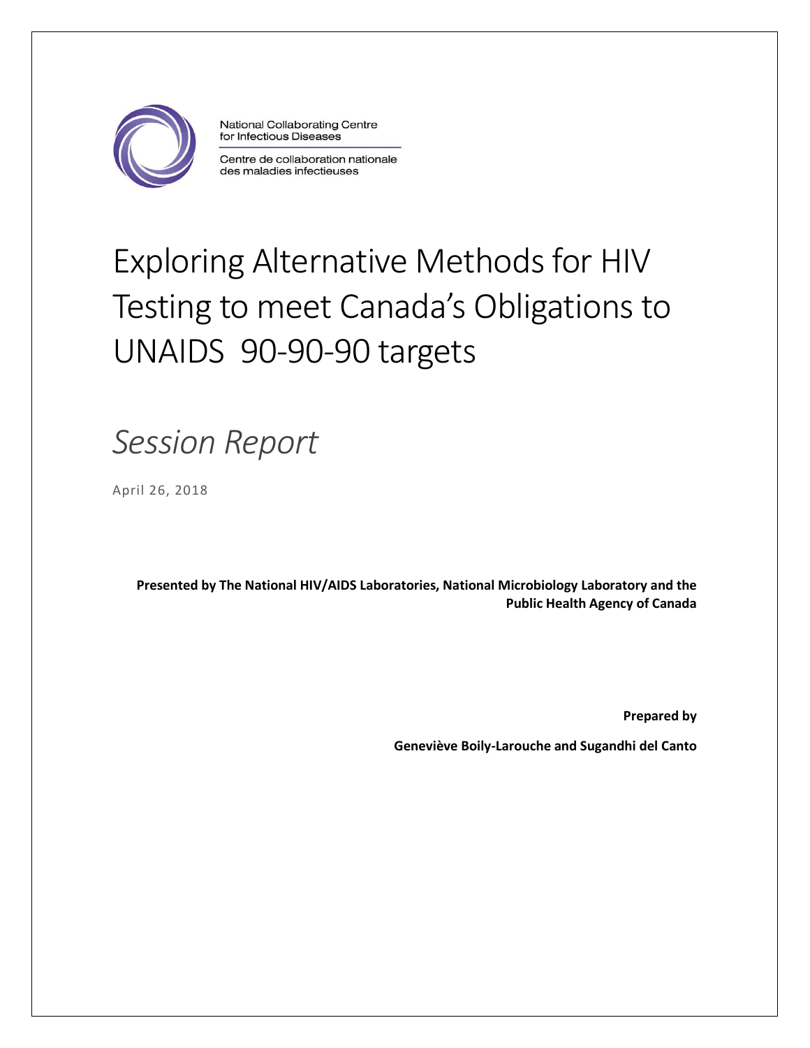National Collaborating Centre for Infectious Diseases

Centre de collaboration nationale des maladies infectieuses

# Exploring Alternative Methods for HIV Testing to meet Canada's Obligations to UNAIDS 90-90-90 targets

## *Session Report*

April 26, 2018

**Presented by The National HIV/AIDS Laboratories, National Microbiology Laboratory and the Public Health Agency of Canada**

**Prepared by**

**Geneviève Boily-Larouche and Sugandhi del Canto**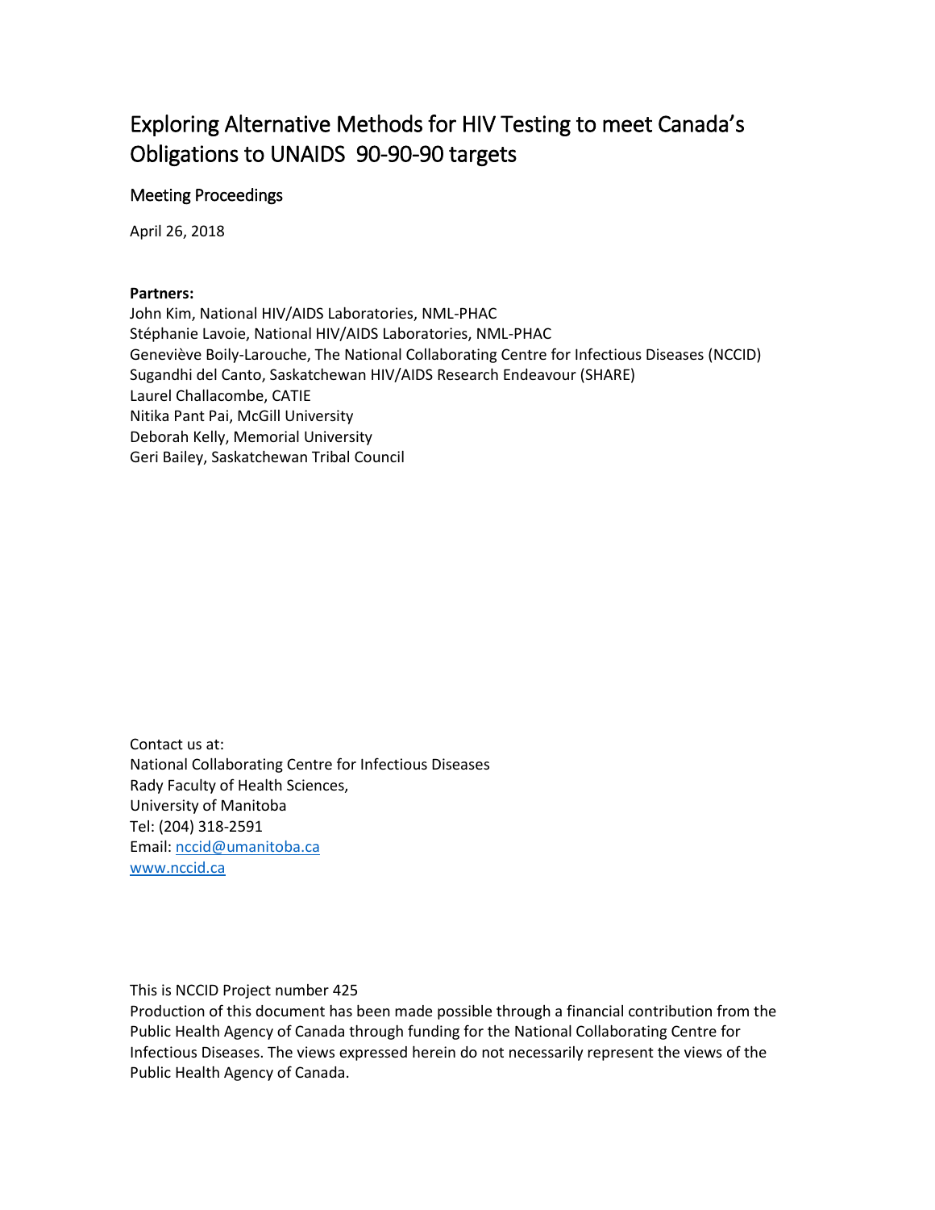# Exploring Alternative Methods for HIV Testing to meet Canada's Obligations to UNAIDS 90-90-90 targets

## Meeting Proceedings

April 26, 2018

**Partners:**
John Kim, National HIV/AIDS Laboratories, NML-PHAC
Stéphanie Lavoie, National HIV/AIDS Laboratories, NML-PHAC
Geneviève Boily-Larouche, The National Collaborating Centre for Infectious Diseases (NCCID)
Sugandhi del Canto, Saskatchewan HIV/AIDS Research Endeavour (SHARE)
Laurel Challacombe, CATIE
Nitika Pant Pai, McGill University
Deborah Kelly, Memorial University
Geri Bailey, Saskatchewan Tribal Council

Contact us at:
National Collaborating Centre for Infectious Diseases
Rady Faculty of Health Sciences,
University of Manitoba
Tel: (204) 318-2591
Email: [nccid@umanitoba.ca](mailto:nccid@umanitoba.ca)
[www.nccid.ca](http://www.nccid.ca)

This is NCCID Project number 425
Production of this document has been made possible through a financial contribution from the Public Health Agency of Canada through funding for the National Collaborating Centre for Infectious Diseases. The views expressed herein do not necessarily represent the views of the Public Health Agency of Canada.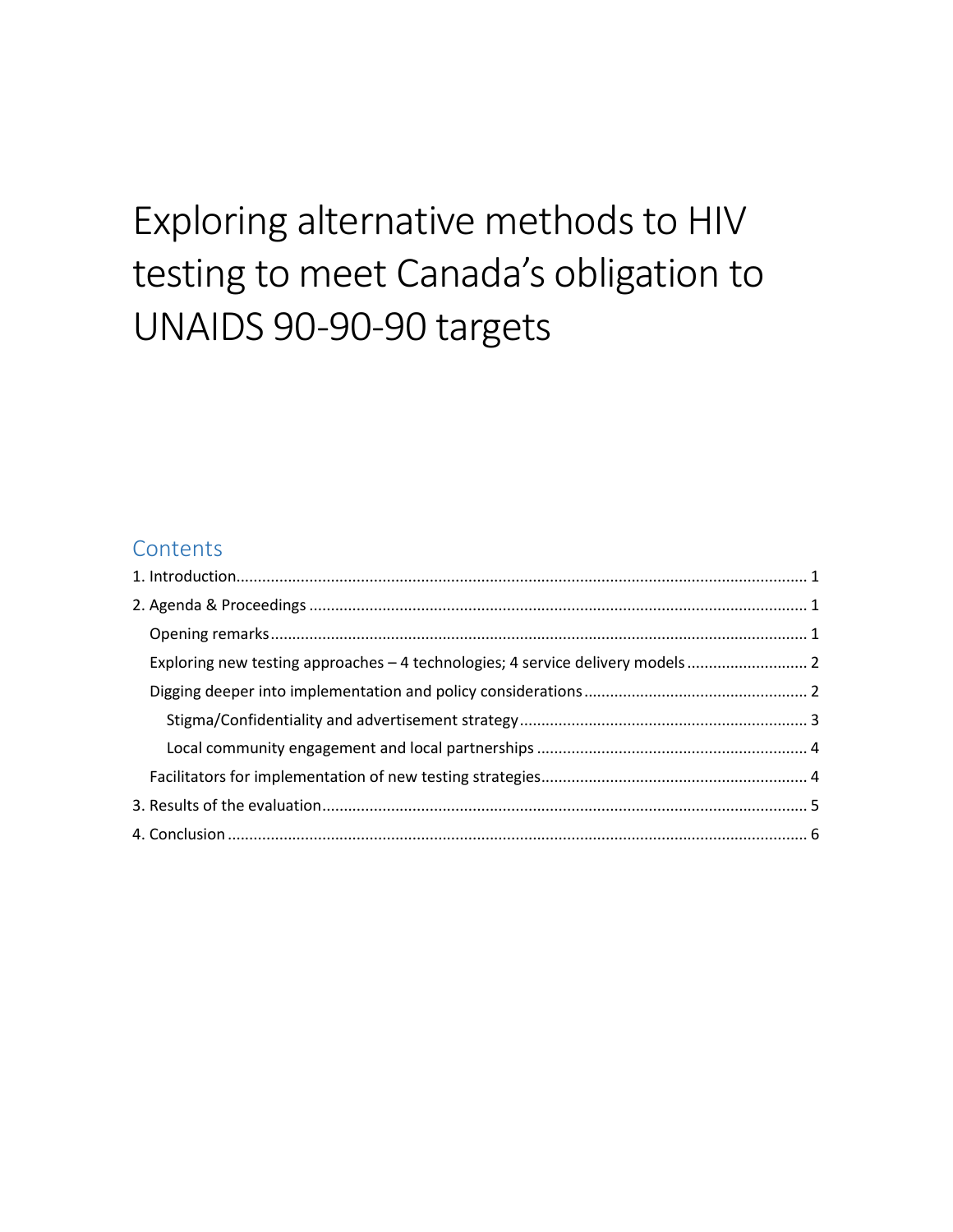# Exploring alternative methods to HIV testing to meet Canada's obligation to UNAIDS 90-90-90 targets

## Contents

1. Introduction ........................................................................ 1
2. Agenda & Proceedings ........................................................................ 1
   - Opening remarks ........................................................................ 1
   - Exploring new testing approaches – 4 technologies; 4 service delivery models ........................................................................ 2
   - Digging deeper into implementation and policy considerations ........................................................................ 2
     - Stigma/Confidentiality and advertisement strategy ........................................................................ 3
     - Local community engagement and local partnerships ........................................................................ 4
   - Facilitators for implementation of new testing strategies ........................................................................ 4
3. Results of the evaluation ........................................................................ 5
4. Conclusion ........................................................................ 6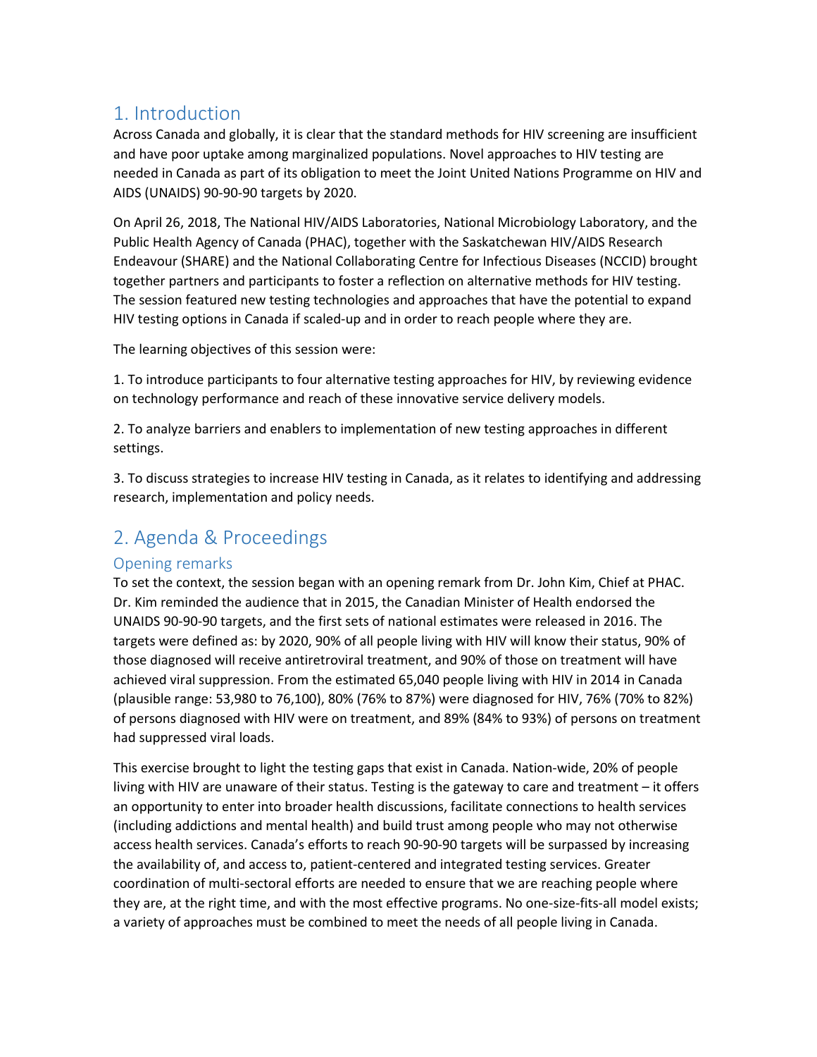## 1. Introduction

Across Canada and globally, it is clear that the standard methods for HIV screening are insufficient and have poor uptake among marginalized populations. Novel approaches to HIV testing are needed in Canada as part of its obligation to meet the Joint United Nations Programme on HIV and AIDS (UNAIDS) 90-90-90 targets by 2020.

On April 26, 2018, The National HIV/AIDS Laboratories, National Microbiology Laboratory, and the Public Health Agency of Canada (PHAC), together with the Saskatchewan HIV/AIDS Research Endeavour (SHARE) and the National Collaborating Centre for Infectious Diseases (NCCID) brought together partners and participants to foster a reflection on alternative methods for HIV testing. The session featured new testing technologies and approaches that have the potential to expand HIV testing options in Canada if scaled-up and in order to reach people where they are.

The learning objectives of this session were:

1. To introduce participants to four alternative testing approaches for HIV, by reviewing evidence on technology performance and reach of these innovative service delivery models.

2. To analyze barriers and enablers to implementation of new testing approaches in different settings.

3. To discuss strategies to increase HIV testing in Canada, as it relates to identifying and addressing research, implementation and policy needs.

## 2. Agenda & Proceedings

### Opening remarks

To set the context, the session began with an opening remark from Dr. John Kim, Chief at PHAC. Dr. Kim reminded the audience that in 2015, the Canadian Minister of Health endorsed the UNAIDS 90-90-90 targets, and the first sets of national estimates were released in 2016. The targets were defined as: by 2020, 90% of all people living with HIV will know their status, 90% of those diagnosed will receive antiretroviral treatment, and 90% of those on treatment will have achieved viral suppression. From the estimated 65,040 people living with HIV in 2014 in Canada (plausible range: 53,980 to 76,100), 80% (76% to 87%) were diagnosed for HIV, 76% (70% to 82%) of persons diagnosed with HIV were on treatment, and 89% (84% to 93%) of persons on treatment had suppressed viral loads.

This exercise brought to light the testing gaps that exist in Canada. Nation-wide, 20% of people living with HIV are unaware of their status. Testing is the gateway to care and treatment – it offers an opportunity to enter into broader health discussions, facilitate connections to health services (including addictions and mental health) and build trust among people who may not otherwise access health services. Canada's efforts to reach 90-90-90 targets will be surpassed by increasing the availability of, and access to, patient-centered and integrated testing services. Greater coordination of multi-sectoral efforts are needed to ensure that we are reaching people where they are, at the right time, and with the most effective programs. No one-size-fits-all model exists; a variety of approaches must be combined to meet the needs of all people living in Canada.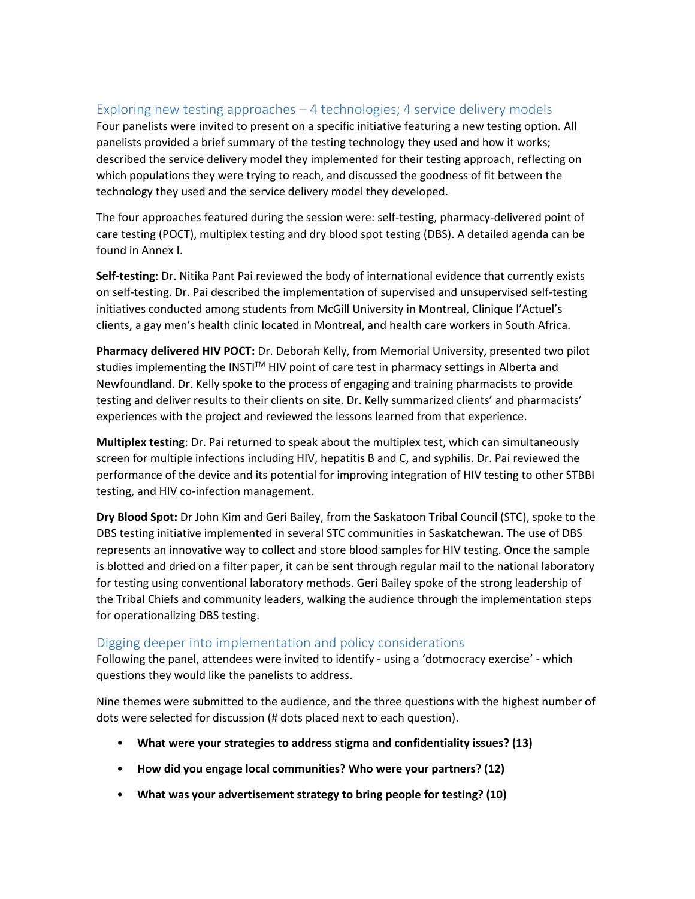## Exploring new testing approaches – 4 technologies; 4 service delivery models

Four panelists were invited to present on a specific initiative featuring a new testing option. All panelists provided a brief summary of the testing technology they used and how it works; described the service delivery model they implemented for their testing approach, reflecting on which populations they were trying to reach, and discussed the goodness of fit between the technology they used and the service delivery model they developed.

The four approaches featured during the session were: self-testing, pharmacy-delivered point of care testing (POCT), multiplex testing and dry blood spot testing (DBS). A detailed agenda can be found in Annex I.

**Self-testing**: Dr. Nitika Pant Pai reviewed the body of international evidence that currently exists on self-testing. Dr. Pai described the implementation of supervised and unsupervised self-testing initiatives conducted among students from McGill University in Montreal, Clinique l'Actuel's clients, a gay men's health clinic located in Montreal, and health care workers in South Africa.

**Pharmacy delivered HIV POCT:** Dr. Deborah Kelly, from Memorial University, presented two pilot studies implementing the INSTI™ HIV point of care test in pharmacy settings in Alberta and Newfoundland. Dr. Kelly spoke to the process of engaging and training pharmacists to provide testing and deliver results to their clients on site. Dr. Kelly summarized clients' and pharmacists' experiences with the project and reviewed the lessons learned from that experience.

**Multiplex testing**: Dr. Pai returned to speak about the multiplex test, which can simultaneously screen for multiple infections including HIV, hepatitis B and C, and syphilis. Dr. Pai reviewed the performance of the device and its potential for improving integration of HIV testing to other STBBI testing, and HIV co-infection management.

**Dry Blood Spot:** Dr John Kim and Geri Bailey, from the Saskatoon Tribal Council (STC), spoke to the DBS testing initiative implemented in several STC communities in Saskatchewan. The use of DBS represents an innovative way to collect and store blood samples for HIV testing. Once the sample is blotted and dried on a filter paper, it can be sent through regular mail to the national laboratory for testing using conventional laboratory methods. Geri Bailey spoke of the strong leadership of the Tribal Chiefs and community leaders, walking the audience through the implementation steps for operationalizing DBS testing.

## Digging deeper into implementation and policy considerations

Following the panel, attendees were invited to identify - using a 'dotmocracy exercise' - which questions they would like the panelists to address.

Nine themes were submitted to the audience, and the three questions with the highest number of dots were selected for discussion (# dots placed next to each question).

- **What were your strategies to address stigma and confidentiality issues? (13)**
- **How did you engage local communities? Who were your partners? (12)**
- **What was your advertisement strategy to bring people for testing? (10)**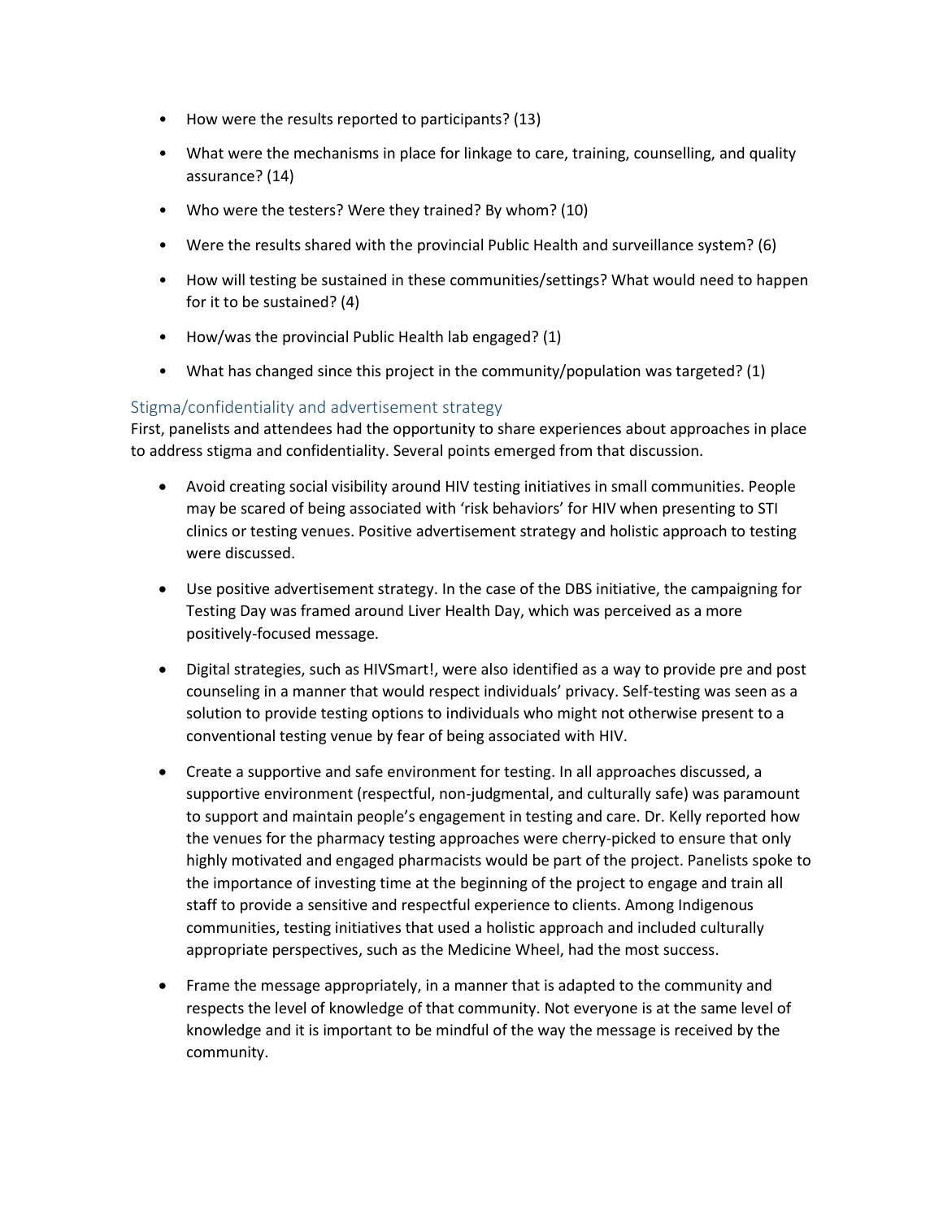- How were the results reported to participants? (13)
- What were the mechanisms in place for linkage to care, training, counselling, and quality assurance? (14)
- Who were the testers? Were they trained? By whom? (10)
- Were the results shared with the provincial Public Health and surveillance system? (6)
- How will testing be sustained in these communities/settings? What would need to happen for it to be sustained? (4)
- How/was the provincial Public Health lab engaged? (1)
- What has changed since this project in the community/population was targeted? (1)

### Stigma/confidentiality and advertisement strategy

First, panelists and attendees had the opportunity to share experiences about approaches in place to address stigma and confidentiality. Several points emerged from that discussion.

- Avoid creating social visibility around HIV testing initiatives in small communities. People may be scared of being associated with 'risk behaviors' for HIV when presenting to STI clinics or testing venues. Positive advertisement strategy and holistic approach to testing were discussed.
- Use positive advertisement strategy. In the case of the DBS initiative, the campaigning for Testing Day was framed around Liver Health Day, which was perceived as a more positively-focused message.
- Digital strategies, such as HIVSmart!, were also identified as a way to provide pre and post counseling in a manner that would respect individuals' privacy. Self-testing was seen as a solution to provide testing options to individuals who might not otherwise present to a conventional testing venue by fear of being associated with HIV.
- Create a supportive and safe environment for testing. In all approaches discussed, a supportive environment (respectful, non-judgmental, and culturally safe) was paramount to support and maintain people's engagement in testing and care. Dr. Kelly reported how the venues for the pharmacy testing approaches were cherry-picked to ensure that only highly motivated and engaged pharmacists would be part of the project. Panelists spoke to the importance of investing time at the beginning of the project to engage and train all staff to provide a sensitive and respectful experience to clients. Among Indigenous communities, testing initiatives that used a holistic approach and included culturally appropriate perspectives, such as the Medicine Wheel, had the most success.
- Frame the message appropriately, in a manner that is adapted to the community and respects the level of knowledge of that community. Not everyone is at the same level of knowledge and it is important to be mindful of the way the message is received by the community.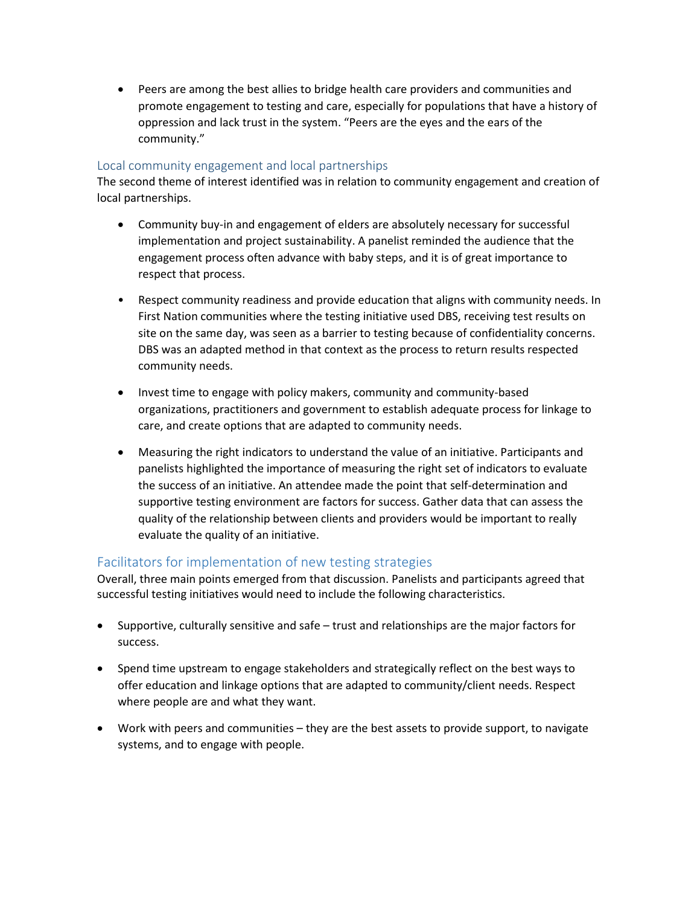- Peers are among the best allies to bridge health care providers and communities and promote engagement to testing and care, especially for populations that have a history of oppression and lack trust in the system. "Peers are the eyes and the ears of the community."

### Local community engagement and local partnerships

The second theme of interest identified was in relation to community engagement and creation of local partnerships.

- Community buy-in and engagement of elders are absolutely necessary for successful implementation and project sustainability. A panelist reminded the audience that the engagement process often advance with baby steps, and it is of great importance to respect that process.

- Respect community readiness and provide education that aligns with community needs. In First Nation communities where the testing initiative used DBS, receiving test results on site on the same day, was seen as a barrier to testing because of confidentiality concerns. DBS was an adapted method in that context as the process to return results respected community needs.

- Invest time to engage with policy makers, community and community-based organizations, practitioners and government to establish adequate process for linkage to care, and create options that are adapted to community needs.

- Measuring the right indicators to understand the value of an initiative. Participants and panelists highlighted the importance of measuring the right set of indicators to evaluate the success of an initiative. An attendee made the point that self-determination and supportive testing environment are factors for success. Gather data that can assess the quality of the relationship between clients and providers would be important to really evaluate the quality of an initiative.

### Facilitators for implementation of new testing strategies

Overall, three main points emerged from that discussion. Panelists and participants agreed that successful testing initiatives would need to include the following characteristics.

- Supportive, culturally sensitive and safe – trust and relationships are the major factors for success.

- Spend time upstream to engage stakeholders and strategically reflect on the best ways to offer education and linkage options that are adapted to community/client needs. Respect where people are and what they want.

- Work with peers and communities – they are the best assets to provide support, to navigate systems, and to engage with people.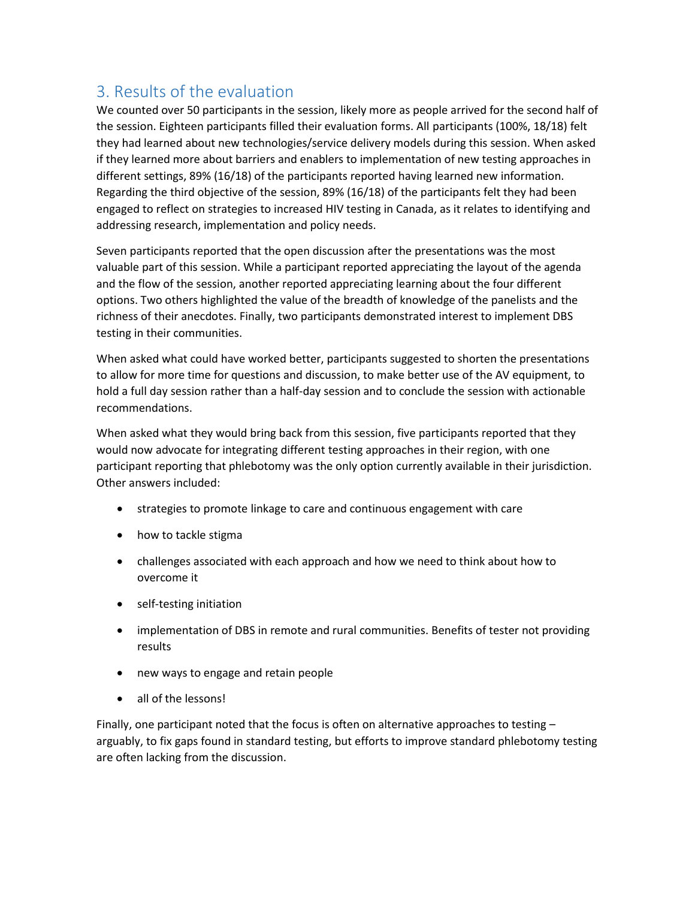## 3. Results of the evaluation

We counted over 50 participants in the session, likely more as people arrived for the second half of the session. Eighteen participants filled their evaluation forms. All participants (100%, 18/18) felt they had learned about new technologies/service delivery models during this session. When asked if they learned more about barriers and enablers to implementation of new testing approaches in different settings, 89% (16/18) of the participants reported having learned new information. Regarding the third objective of the session, 89% (16/18) of the participants felt they had been engaged to reflect on strategies to increased HIV testing in Canada, as it relates to identifying and addressing research, implementation and policy needs.

Seven participants reported that the open discussion after the presentations was the most valuable part of this session. While a participant reported appreciating the layout of the agenda and the flow of the session, another reported appreciating learning about the four different options. Two others highlighted the value of the breadth of knowledge of the panelists and the richness of their anecdotes. Finally, two participants demonstrated interest to implement DBS testing in their communities.

When asked what could have worked better, participants suggested to shorten the presentations to allow for more time for questions and discussion, to make better use of the AV equipment, to hold a full day session rather than a half-day session and to conclude the session with actionable recommendations.

When asked what they would bring back from this session, five participants reported that they would now advocate for integrating different testing approaches in their region, with one participant reporting that phlebotomy was the only option currently available in their jurisdiction. Other answers included:

- strategies to promote linkage to care and continuous engagement with care
- how to tackle stigma
- challenges associated with each approach and how we need to think about how to overcome it
- self-testing initiation
- implementation of DBS in remote and rural communities. Benefits of tester not providing results
- new ways to engage and retain people
- all of the lessons!

Finally, one participant noted that the focus is often on alternative approaches to testing – arguably, to fix gaps found in standard testing, but efforts to improve standard phlebotomy testing are often lacking from the discussion.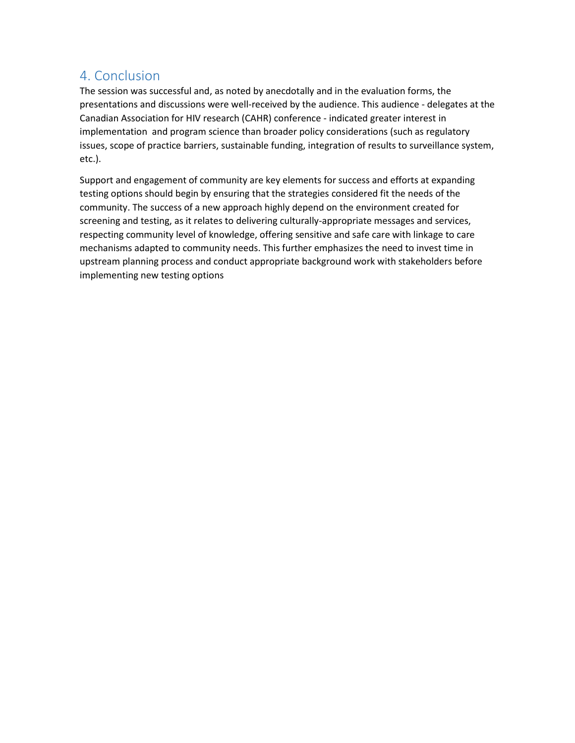## 4. Conclusion

The session was successful and, as noted by anecdotally and in the evaluation forms, the presentations and discussions were well-received by the audience. This audience - delegates at the Canadian Association for HIV research (CAHR) conference - indicated greater interest in implementation and program science than broader policy considerations (such as regulatory issues, scope of practice barriers, sustainable funding, integration of results to surveillance system, etc.).

Support and engagement of community are key elements for success and efforts at expanding testing options should begin by ensuring that the strategies considered fit the needs of the community. The success of a new approach highly depend on the environment created for screening and testing, as it relates to delivering culturally-appropriate messages and services, respecting community level of knowledge, offering sensitive and safe care with linkage to care mechanisms adapted to community needs. This further emphasizes the need to invest time in upstream planning process and conduct appropriate background work with stakeholders before implementing new testing options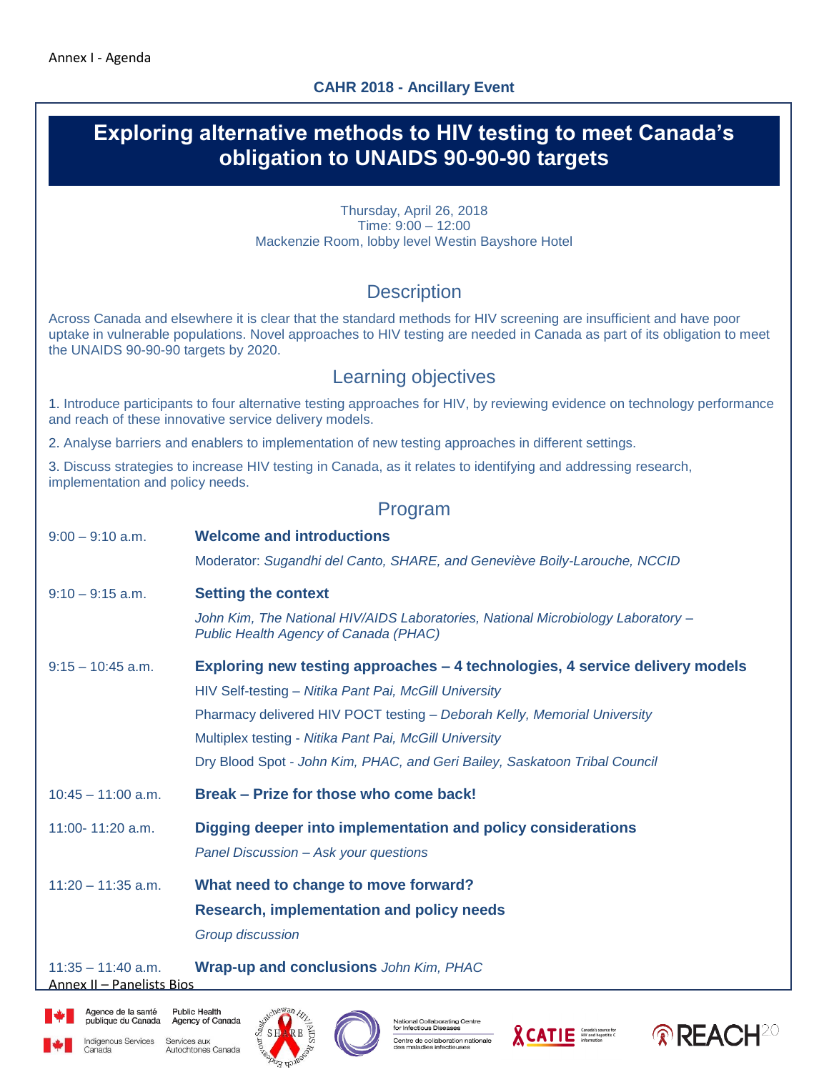Annex I - Agenda

**CAHR 2018 - Ancillary Event**

# Exploring alternative methods to HIV testing to meet Canada's obligation to UNAIDS 90-90-90 targets

Thursday, April 26, 2018
Time: 9:00 – 12:00
Mackenzie Room, lobby level Westin Bayshore Hotel

## Description

Across Canada and elsewhere it is clear that the standard methods for HIV screening are insufficient and have poor uptake in vulnerable populations. Novel approaches to HIV testing are needed in Canada as part of its obligation to meet the UNAIDS 90-90-90 targets by 2020.

## Learning objectives

1. Introduce participants to four alternative testing approaches for HIV, by reviewing evidence on technology performance and reach of these innovative service delivery models.

2. Analyse barriers and enablers to implementation of new testing approaches in different settings.

3. Discuss strategies to increase HIV testing in Canada, as it relates to identifying and addressing research, implementation and policy needs.

## Program

| | |
|---|---|
| 9:00 – 9:10 a.m. | **Welcome and introductions**<br>Moderator: *Sugandhi del Canto, SHARE, and Geneviève Boily-Larouche, NCCID* |
| 9:10 – 9:15 a.m. | **Setting the context**<br>*John Kim, The National HIV/AIDS Laboratories, National Microbiology Laboratory – Public Health Agency of Canada (PHAC)* |
| 9:15 – 10:45 a.m. | **Exploring new testing approaches – 4 technologies, 4 service delivery models**<br>HIV Self-testing – *Nitika Pant Pai, McGill University*<br>Pharmacy delivered HIV POCT testing – *Deborah Kelly, Memorial University*<br>Multiplex testing - *Nitika Pant Pai, McGill University*<br>Dry Blood Spot - *John Kim, PHAC, and Geri Bailey, Saskatoon Tribal Council* |
| 10:45 – 11:00 a.m. | **Break – Prize for those who come back!** |
| 11:00- 11:20 a.m. | **Digging deeper into implementation and policy considerations**<br>*Panel Discussion – Ask your questions* |
| 11:20 – 11:35 a.m. | **What need to change to move forward?**<br>**Research, implementation and policy needs**<br>*Group discussion* |
| 11:35 – 11:40 a.m. | **Wrap-up and conclusions** *John Kim, PHAC* |

Annex II – Panelists Bios

Agence de la santé publique du Canada | Public Health Agency of Canada
Indigenous Services Canada | Services aux Autochtones Canada
National Collaborating Centre for Infectious Diseases | Centre de collaboration nationale des maladies infectieuses
CATIE Canada's source for HIV and hepatitis C information
REACH 2.0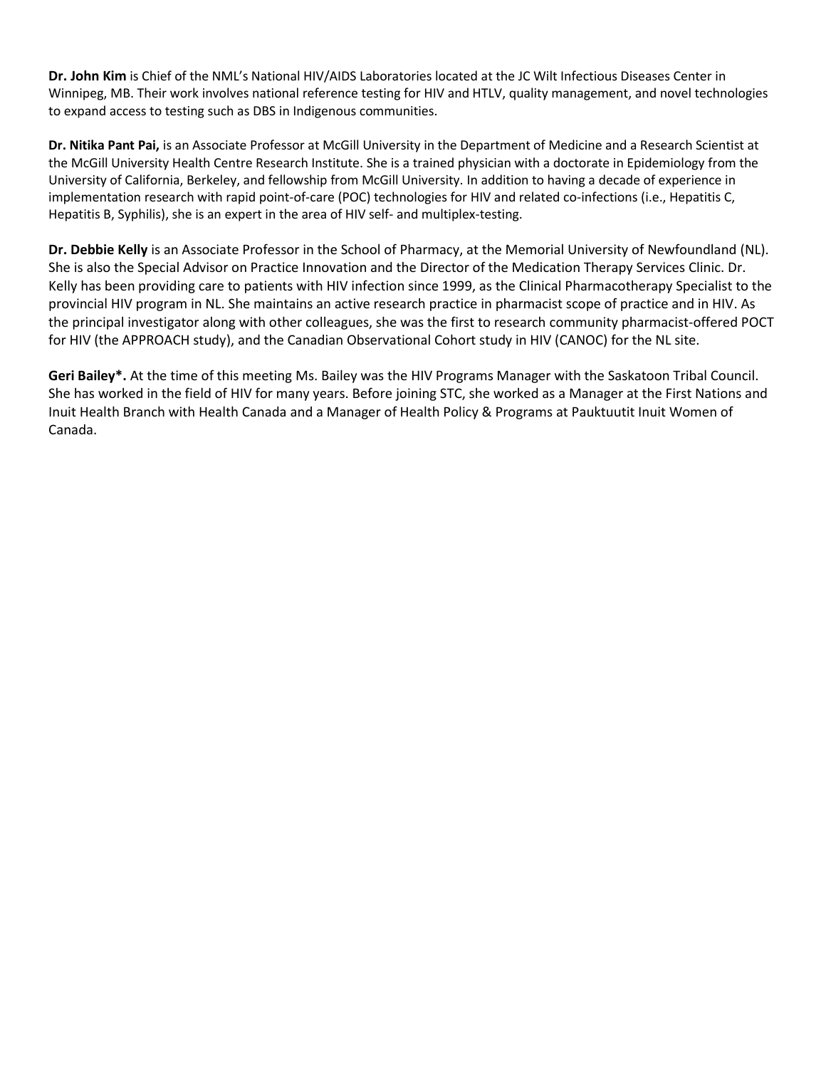**Dr. John Kim** is Chief of the NML's National HIV/AIDS Laboratories located at the JC Wilt Infectious Diseases Center in Winnipeg, MB. Their work involves national reference testing for HIV and HTLV, quality management, and novel technologies to expand access to testing such as DBS in Indigenous communities.

**Dr. Nitika Pant Pai,** is an Associate Professor at McGill University in the Department of Medicine and a Research Scientist at the McGill University Health Centre Research Institute. She is a trained physician with a doctorate in Epidemiology from the University of California, Berkeley, and fellowship from McGill University. In addition to having a decade of experience in implementation research with rapid point-of-care (POC) technologies for HIV and related co-infections (i.e., Hepatitis C, Hepatitis B, Syphilis), she is an expert in the area of HIV self- and multiplex-testing.

**Dr. Debbie Kelly** is an Associate Professor in the School of Pharmacy, at the Memorial University of Newfoundland (NL). She is also the Special Advisor on Practice Innovation and the Director of the Medication Therapy Services Clinic. Dr. Kelly has been providing care to patients with HIV infection since 1999, as the Clinical Pharmacotherapy Specialist to the provincial HIV program in NL. She maintains an active research practice in pharmacist scope of practice and in HIV. As the principal investigator along with other colleagues, she was the first to research community pharmacist-offered POCT for HIV (the APPROACH study), and the Canadian Observational Cohort study in HIV (CANOC) for the NL site.

**Geri Bailey*.** At the time of this meeting Ms. Bailey was the HIV Programs Manager with the Saskatoon Tribal Council. She has worked in the field of HIV for many years. Before joining STC, she worked as a Manager at the First Nations and Inuit Health Branch with Health Canada and a Manager of Health Policy & Programs at Pauktuutit Inuit Women of Canada.